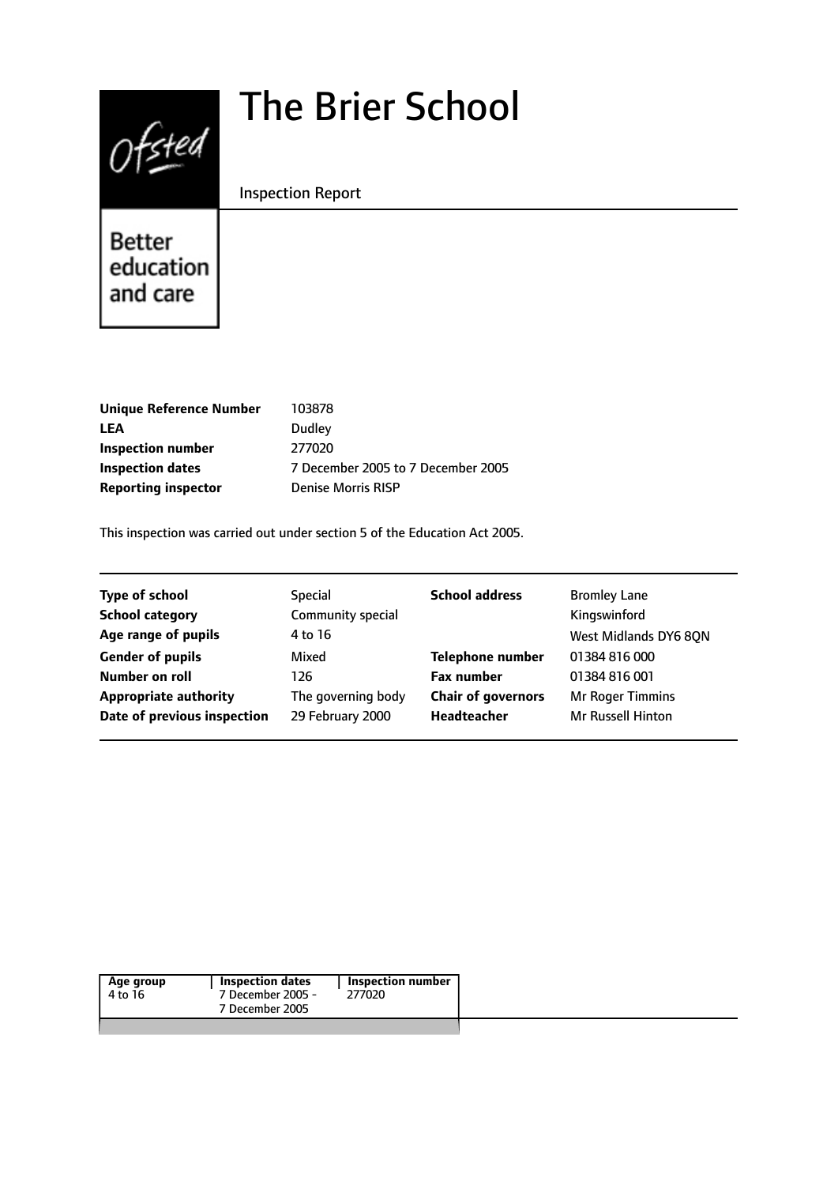# The Brier School

Inspection Report

Ofsted

Better education and care

| | |
|---|---|
| **Unique Reference Number** | 103878 |
| **LEA** | Dudley |
| **Inspection number** | 277020 |
| **Inspection dates** | 7 December 2005 to 7 December 2005 |
| **Reporting inspector** | Denise Morris RISP |

This inspection was carried out under section 5 of the Education Act 2005.

| | | | |
|---|---|---|---|
| **Type of school** | Special | **School address** | Bromley Lane |
| **School category** | Community special | | Kingswinford |
| **Age range of pupils** | 4 to 16 | | West Midlands DY6 8QN |
| **Gender of pupils** | Mixed | **Telephone number** | 01384 816 000 |
| **Number on roll** | 126 | **Fax number** | 01384 816 001 |
| **Appropriate authority** | The governing body | **Chair of governors** | Mr Roger Timmins |
| **Date of previous inspection** | 29 February 2000 | **Headteacher** | Mr Russell Hinton |

| Age group | Inspection dates | Inspection number |
|---|---|---|
| 4 to 16 | 7 December 2005 - 7 December 2005 | 277020 |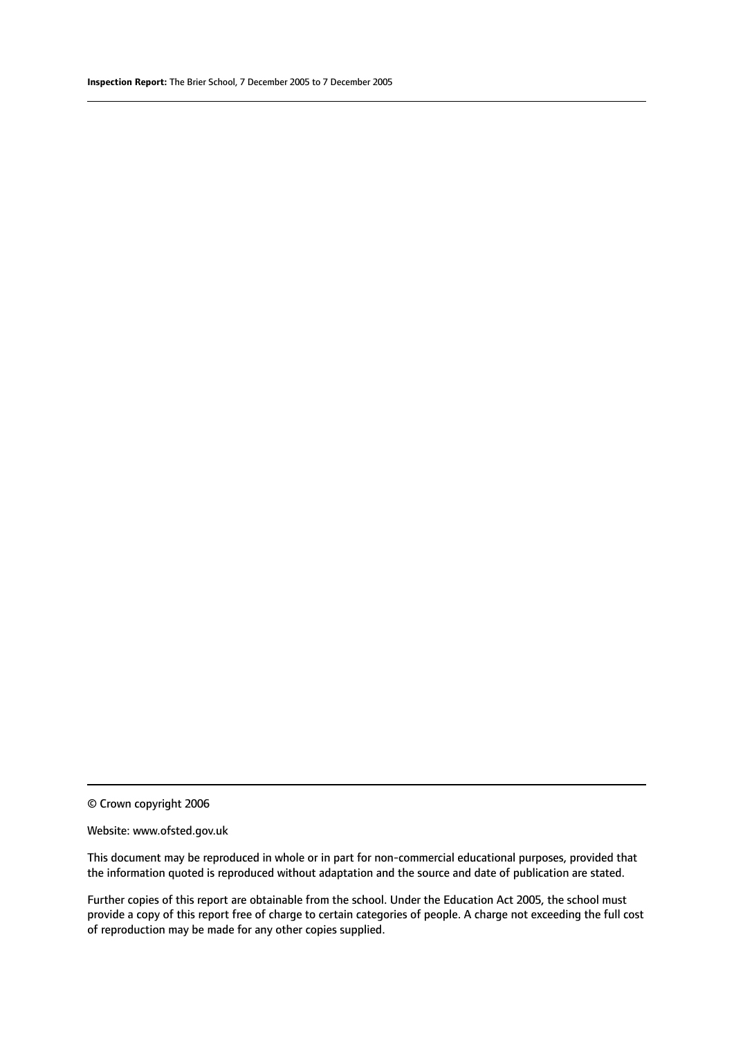© Crown copyright 2006

Website: www.ofsted.gov.uk

This document may be reproduced in whole or in part for non-commercial educational purposes, provided that the information quoted is reproduced without adaptation and the source and date of publication are stated.

Further copies of this report are obtainable from the school. Under the Education Act 2005, the school must provide a copy of this report free of charge to certain categories of people. A charge not exceeding the full cost of reproduction may be made for any other copies supplied.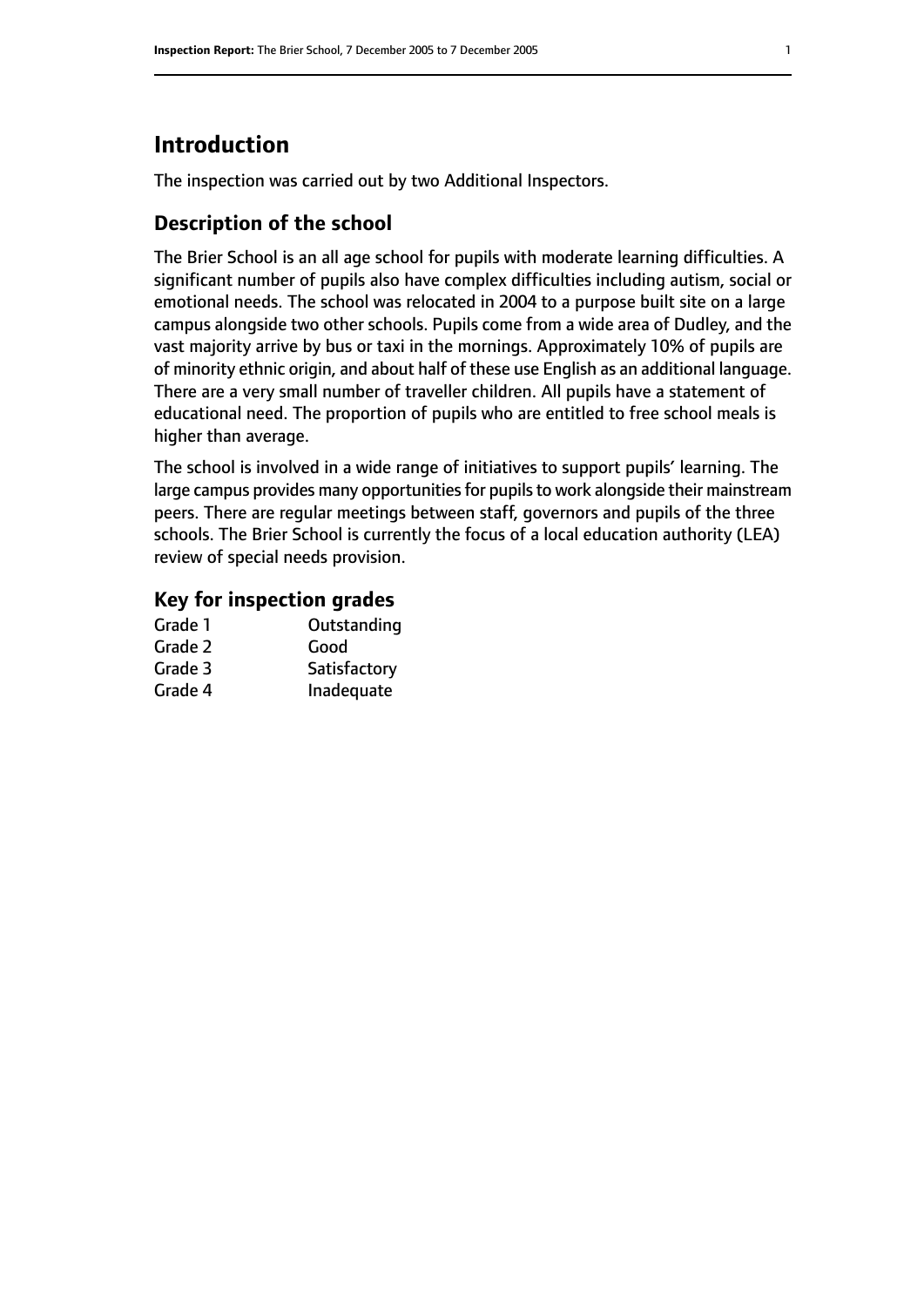# Introduction

The inspection was carried out by two Additional Inspectors.

## Description of the school

The Brier School is an all age school for pupils with moderate learning difficulties. A significant number of pupils also have complex difficulties including autism, social or emotional needs. The school was relocated in 2004 to a purpose built site on a large campus alongside two other schools. Pupils come from a wide area of Dudley, and the vast majority arrive by bus or taxi in the mornings. Approximately 10% of pupils are of minority ethnic origin, and about half of these use English as an additional language. There are a very small number of traveller children. All pupils have a statement of educational need. The proportion of pupils who are entitled to free school meals is higher than average.

The school is involved in a wide range of initiatives to support pupils' learning. The large campus provides many opportunities for pupils to work alongside their mainstream peers. There are regular meetings between staff, governors and pupils of the three schools. The Brier School is currently the focus of a local education authority (LEA) review of special needs provision.

### Key for inspection grades

| | |
|---|---|
| Grade 1 | Outstanding |
| Grade 2 | Good |
| Grade 3 | Satisfactory |
| Grade 4 | Inadequate |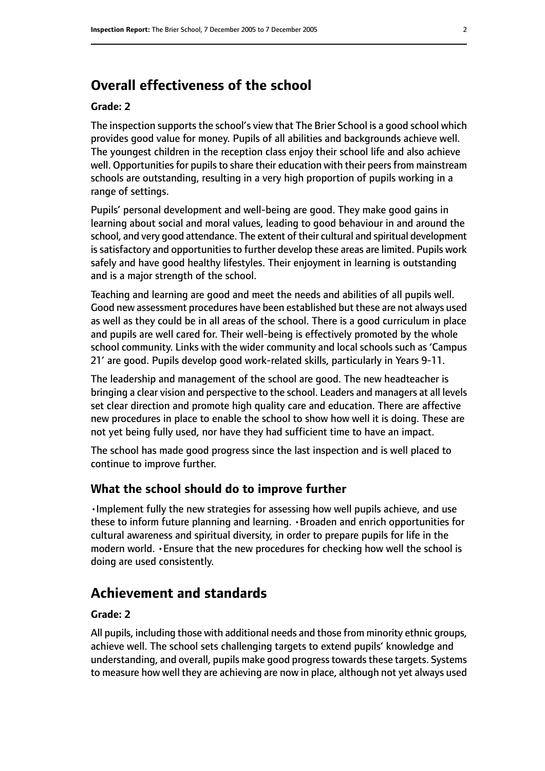## Overall effectiveness of the school

**Grade: 2**

The inspection supports the school's view that The Brier School is a good school which provides good value for money. Pupils of all abilities and backgrounds achieve well. The youngest children in the reception class enjoy their school life and also achieve well. Opportunities for pupils to share their education with their peers from mainstream schools are outstanding, resulting in a very high proportion of pupils working in a range of settings.

Pupils' personal development and well-being are good. They make good gains in learning about social and moral values, leading to good behaviour in and around the school, and very good attendance. The extent of their cultural and spiritual development is satisfactory and opportunities to further develop these areas are limited. Pupils work safely and have good healthy lifestyles. Their enjoyment in learning is outstanding and is a major strength of the school.

Teaching and learning are good and meet the needs and abilities of all pupils well. Good new assessment procedures have been established but these are not always used as well as they could be in all areas of the school. There is a good curriculum in place and pupils are well cared for. Their well-being is effectively promoted by the whole school community. Links with the wider community and local schools such as 'Campus 21' are good. Pupils develop good work-related skills, particularly in Years 9-11.

The leadership and management of the school are good. The new headteacher is bringing a clear vision and perspective to the school. Leaders and managers at all levels set clear direction and promote high quality care and education. There are affective new procedures in place to enable the school to show how well it is doing. These are not yet being fully used, nor have they had sufficient time to have an impact.

The school has made good progress since the last inspection and is well placed to continue to improve further.

### What the school should do to improve further

- Implement fully the new strategies for assessing how well pupils achieve, and use these to inform future planning and learning.
- Broaden and enrich opportunities for cultural awareness and spiritual diversity, in order to prepare pupils for life in the modern world.
- Ensure that the new procedures for checking how well the school is doing are used consistently.

## Achievement and standards

**Grade: 2**

All pupils, including those with additional needs and those from minority ethnic groups, achieve well. The school sets challenging targets to extend pupils' knowledge and understanding, and overall, pupils make good progress towards these targets. Systems to measure how well they are achieving are now in place, although not yet always used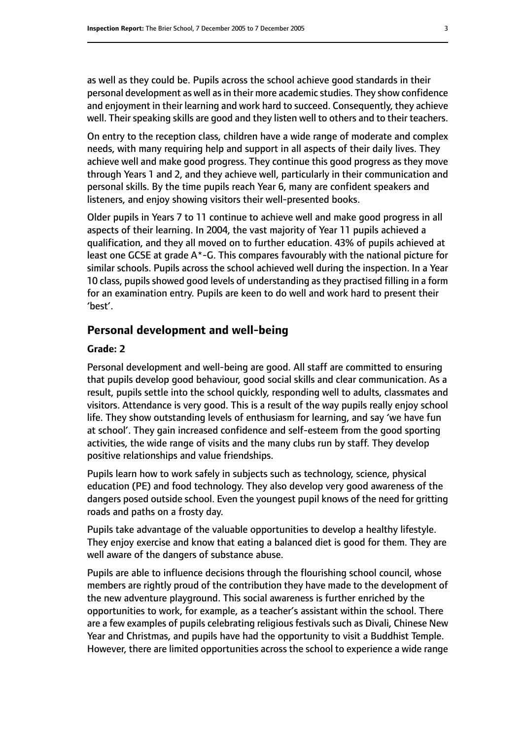as well as they could be. Pupils across the school achieve good standards in their personal development as well as in their more academic studies. They show confidence and enjoyment in their learning and work hard to succeed. Consequently, they achieve well. Their speaking skills are good and they listen well to others and to their teachers.

On entry to the reception class, children have a wide range of moderate and complex needs, with many requiring help and support in all aspects of their daily lives. They achieve well and make good progress. They continue this good progress as they move through Years 1 and 2, and they achieve well, particularly in their communication and personal skills. By the time pupils reach Year 6, many are confident speakers and listeners, and enjoy showing visitors their well-presented books.

Older pupils in Years 7 to 11 continue to achieve well and make good progress in all aspects of their learning. In 2004, the vast majority of Year 11 pupils achieved a qualification, and they all moved on to further education. 43% of pupils achieved at least one GCSE at grade A*-G. This compares favourably with the national picture for similar schools. Pupils across the school achieved well during the inspection. In a Year 10 class, pupils showed good levels of understanding as they practised filling in a form for an examination entry. Pupils are keen to do well and work hard to present their 'best'.

## Personal development and well-being

**Grade: 2**

Personal development and well-being are good. All staff are committed to ensuring that pupils develop good behaviour, good social skills and clear communication. As a result, pupils settle into the school quickly, responding well to adults, classmates and visitors. Attendance is very good. This is a result of the way pupils really enjoy school life. They show outstanding levels of enthusiasm for learning, and say 'we have fun at school'. They gain increased confidence and self-esteem from the good sporting activities, the wide range of visits and the many clubs run by staff. They develop positive relationships and value friendships.

Pupils learn how to work safely in subjects such as technology, science, physical education (PE) and food technology. They also develop very good awareness of the dangers posed outside school. Even the youngest pupil knows of the need for gritting roads and paths on a frosty day.

Pupils take advantage of the valuable opportunities to develop a healthy lifestyle. They enjoy exercise and know that eating a balanced diet is good for them. They are well aware of the dangers of substance abuse.

Pupils are able to influence decisions through the flourishing school council, whose members are rightly proud of the contribution they have made to the development of the new adventure playground. This social awareness is further enriched by the opportunities to work, for example, as a teacher's assistant within the school. There are a few examples of pupils celebrating religious festivals such as Divali, Chinese New Year and Christmas, and pupils have had the opportunity to visit a Buddhist Temple. However, there are limited opportunities across the school to experience a wide range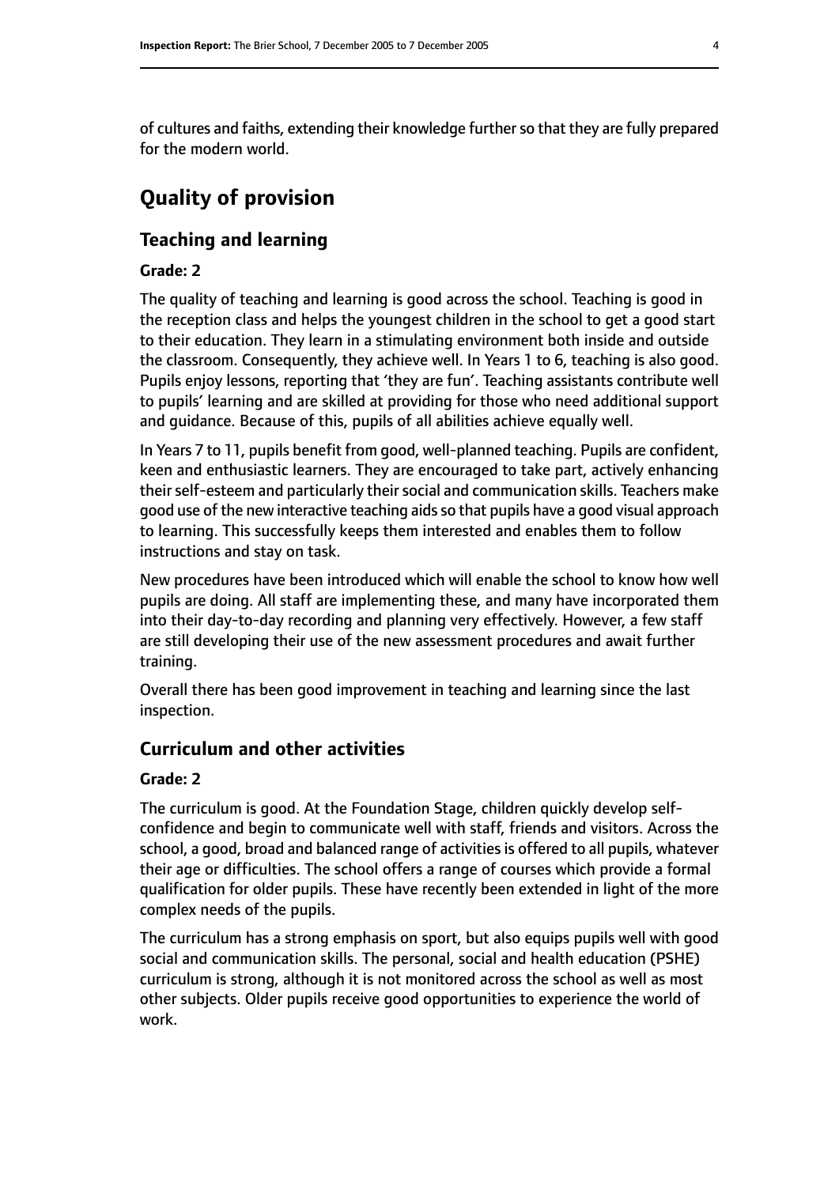of cultures and faiths, extending their knowledge further so that they are fully prepared for the modern world.

# Quality of provision

## Teaching and learning

### Grade: 2

The quality of teaching and learning is good across the school. Teaching is good in the reception class and helps the youngest children in the school to get a good start to their education. They learn in a stimulating environment both inside and outside the classroom. Consequently, they achieve well. In Years 1 to 6, teaching is also good. Pupils enjoy lessons, reporting that 'they are fun'. Teaching assistants contribute well to pupils' learning and are skilled at providing for those who need additional support and guidance. Because of this, pupils of all abilities achieve equally well.

In Years 7 to 11, pupils benefit from good, well-planned teaching. Pupils are confident, keen and enthusiastic learners. They are encouraged to take part, actively enhancing their self-esteem and particularly their social and communication skills. Teachers make good use of the new interactive teaching aids so that pupils have a good visual approach to learning. This successfully keeps them interested and enables them to follow instructions and stay on task.

New procedures have been introduced which will enable the school to know how well pupils are doing. All staff are implementing these, and many have incorporated them into their day-to-day recording and planning very effectively. However, a few staff are still developing their use of the new assessment procedures and await further training.

Overall there has been good improvement in teaching and learning since the last inspection.

## Curriculum and other activities

### Grade: 2

The curriculum is good. At the Foundation Stage, children quickly develop self-confidence and begin to communicate well with staff, friends and visitors. Across the school, a good, broad and balanced range of activities is offered to all pupils, whatever their age or difficulties. The school offers a range of courses which provide a formal qualification for older pupils. These have recently been extended in light of the more complex needs of the pupils.

The curriculum has a strong emphasis on sport, but also equips pupils well with good social and communication skills. The personal, social and health education (PSHE) curriculum is strong, although it is not monitored across the school as well as most other subjects. Older pupils receive good opportunities to experience the world of work.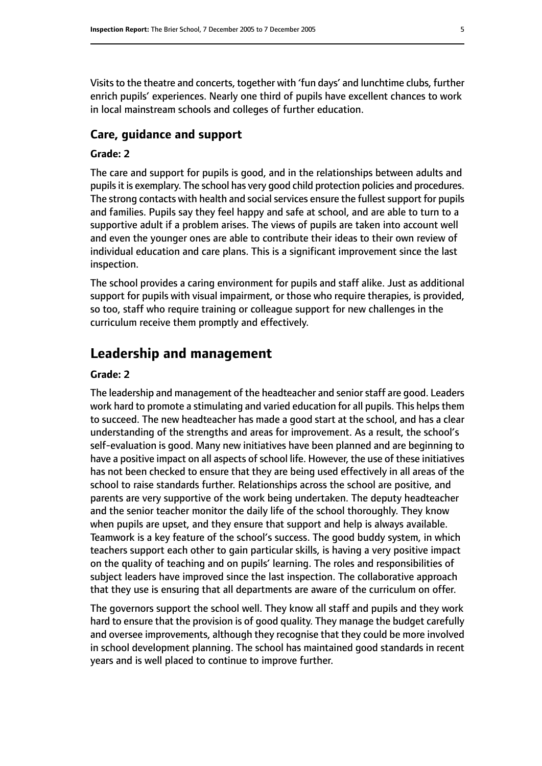Visits to the theatre and concerts, together with 'fun days' and lunchtime clubs, further enrich pupils' experiences. Nearly one third of pupils have excellent chances to work in local mainstream schools and colleges of further education.

### Care, guidance and support

#### Grade: 2

The care and support for pupils is good, and in the relationships between adults and pupils it is exemplary. The school has very good child protection policies and procedures. The strong contacts with health and social services ensure the fullest support for pupils and families. Pupils say they feel happy and safe at school, and are able to turn to a supportive adult if a problem arises. The views of pupils are taken into account well and even the younger ones are able to contribute their ideas to their own review of individual education and care plans. This is a significant improvement since the last inspection.

The school provides a caring environment for pupils and staff alike. Just as additional support for pupils with visual impairment, or those who require therapies, is provided, so too, staff who require training or colleague support for new challenges in the curriculum receive them promptly and effectively.

## Leadership and management

#### Grade: 2

The leadership and management of the headteacher and senior staff are good. Leaders work hard to promote a stimulating and varied education for all pupils. This helps them to succeed. The new headteacher has made a good start at the school, and has a clear understanding of the strengths and areas for improvement. As a result, the school's self-evaluation is good. Many new initiatives have been planned and are beginning to have a positive impact on all aspects of school life. However, the use of these initiatives has not been checked to ensure that they are being used effectively in all areas of the school to raise standards further. Relationships across the school are positive, and parents are very supportive of the work being undertaken. The deputy headteacher and the senior teacher monitor the daily life of the school thoroughly. They know when pupils are upset, and they ensure that support and help is always available. Teamwork is a key feature of the school's success. The good buddy system, in which teachers support each other to gain particular skills, is having a very positive impact on the quality of teaching and on pupils' learning. The roles and responsibilities of subject leaders have improved since the last inspection. The collaborative approach that they use is ensuring that all departments are aware of the curriculum on offer.

The governors support the school well. They know all staff and pupils and they work hard to ensure that the provision is of good quality. They manage the budget carefully and oversee improvements, although they recognise that they could be more involved in school development planning. The school has maintained good standards in recent years and is well placed to continue to improve further.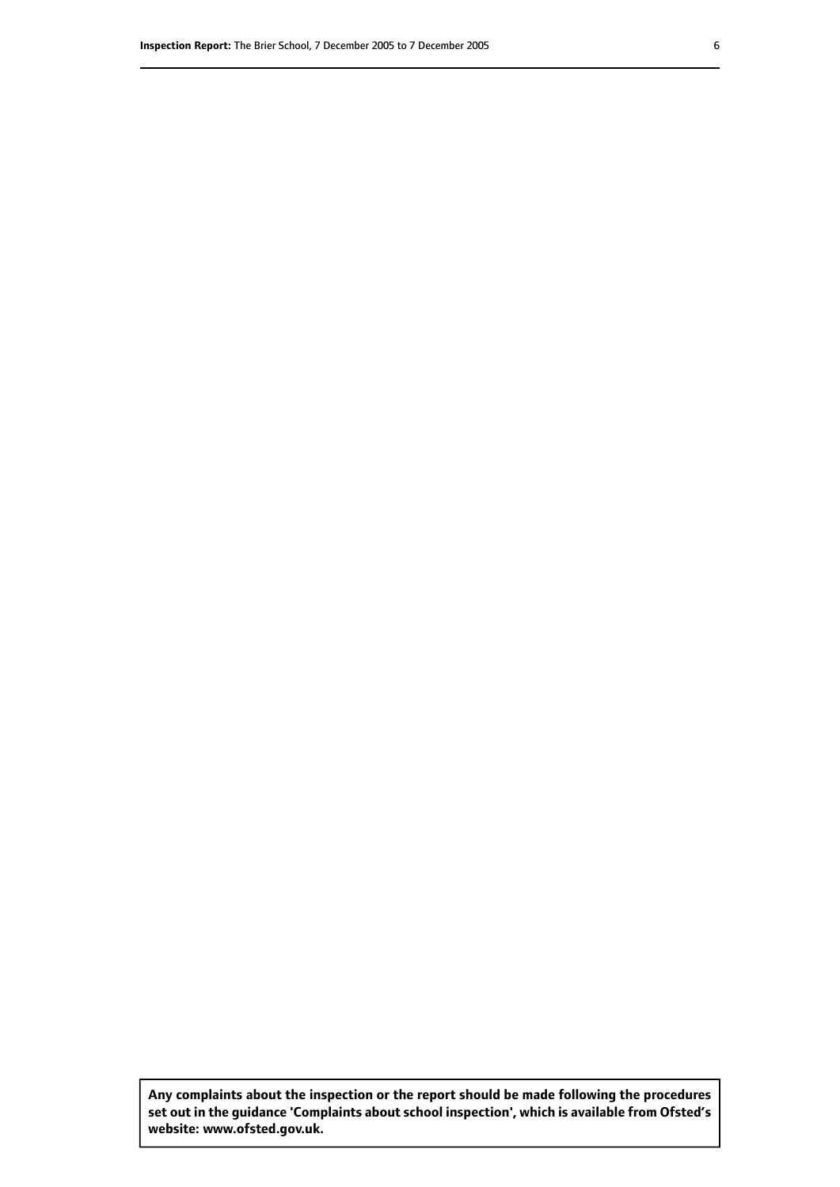**Any complaints about the inspection or the report should be made following the procedures set out in the guidance 'Complaints about school inspection', which is available from Ofsted's website: www.ofsted.gov.uk.**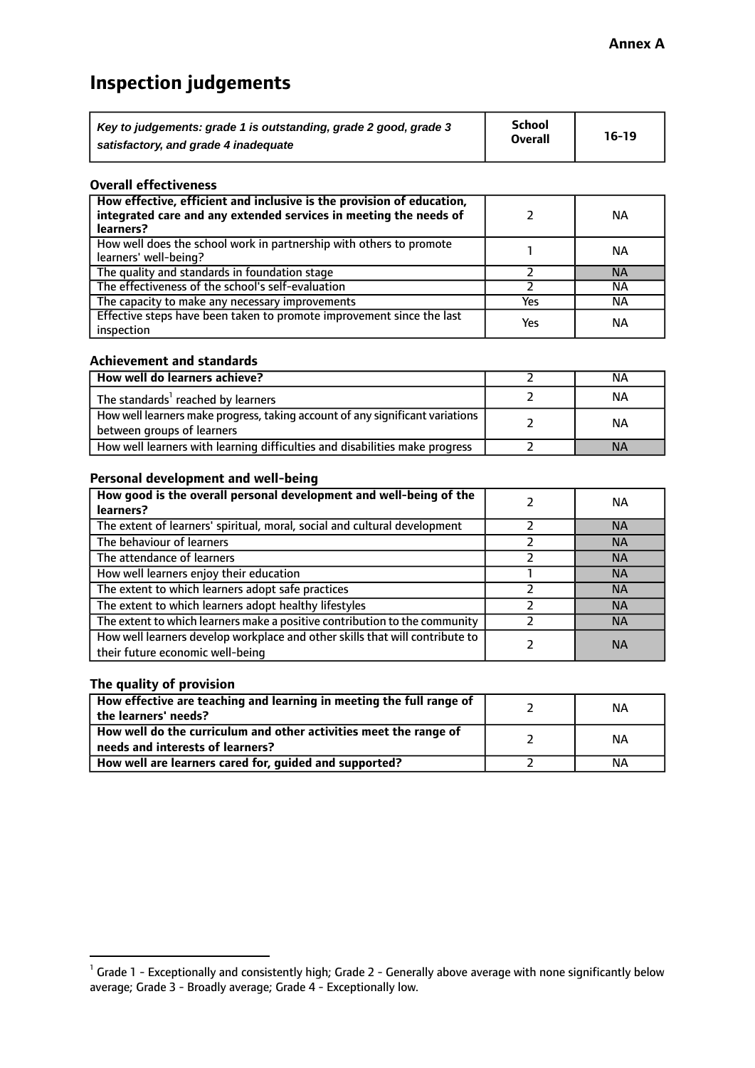**Annex A**

# Inspection judgements

| *Key to judgements: grade 1 is outstanding, grade 2 good, grade 3 satisfactory, and grade 4 inadequate* | School Overall | 16-19 |
|---|---|---|

### Overall effectiveness

| | | |
|---|---|---|
| **How effective, efficient and inclusive is the provision of education, integrated care and any extended services in meeting the needs of learners?** | 2 | NA |
| How well does the school work in partnership with others to promote learners' well-being? | 1 | NA |
| The quality and standards in foundation stage | 2 | NA |
| The effectiveness of the school's self-evaluation | 2 | NA |
| The capacity to make any necessary improvements | Yes | NA |
| Effective steps have been taken to promote improvement since the last inspection | Yes | NA |

### Achievement and standards

| | | |
|---|---|---|
| **How well do learners achieve?** | 2 | NA |
| The standards[1] reached by learners | 2 | NA |
| How well learners make progress, taking account of any significant variations between groups of learners | 2 | NA |
| How well learners with learning difficulties and disabilities make progress | 2 | NA |

### Personal development and well-being

| | | |
|---|---|---|
| **How good is the overall personal development and well-being of the learners?** | 2 | NA |
| The extent of learners' spiritual, moral, social and cultural development | 2 | NA |
| The behaviour of learners | 2 | NA |
| The attendance of learners | 2 | NA |
| How well learners enjoy their education | 1 | NA |
| The extent to which learners adopt safe practices | 2 | NA |
| The extent to which learners adopt healthy lifestyles | 2 | NA |
| The extent to which learners make a positive contribution to the community | 2 | NA |
| How well learners develop workplace and other skills that will contribute to their future economic well-being | 2 | NA |

### The quality of provision

| | | |
|---|---|---|
| **How effective are teaching and learning in meeting the full range of the learners' needs?** | 2 | NA |
| **How well do the curriculum and other activities meet the range of needs and interests of learners?** | 2 | NA |
| **How well are learners cared for, guided and supported?** | 2 | NA |

[1] Grade 1 - Exceptionally and consistently high; Grade 2 - Generally above average with none significantly below average; Grade 3 - Broadly average; Grade 4 - Exceptionally low.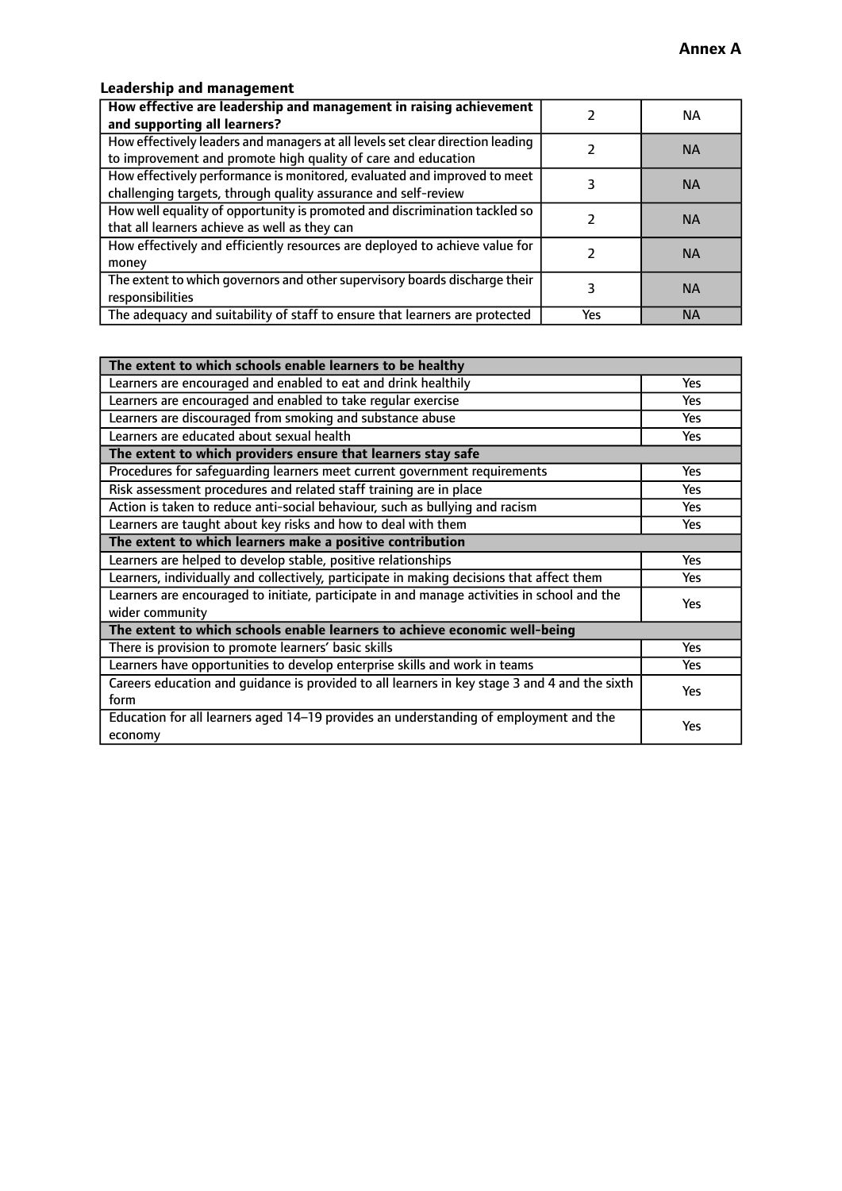**Annex A**

### Leadership and management

| | | |
|---|---|---|
| **How effective are leadership and management in raising achievement and supporting all learners?** | 2 | NA |
| How effectively leaders and managers at all levels set clear direction leading to improvement and promote high quality of care and education | 2 | NA |
| How effectively performance is monitored, evaluated and improved to meet challenging targets, through quality assurance and self-review | 3 | NA |
| How well equality of opportunity is promoted and discrimination tackled so that all learners achieve as well as they can | 2 | NA |
| How effectively and efficiently resources are deployed to achieve value for money | 2 | NA |
| The extent to which governors and other supervisory boards discharge their responsibilities | 3 | NA |
| The adequacy and suitability of staff to ensure that learners are protected | Yes | NA |

| | |
|---|---|
| **The extent to which schools enable learners to be healthy** | |
| Learners are encouraged and enabled to eat and drink healthily | Yes |
| Learners are encouraged and enabled to take regular exercise | Yes |
| Learners are discouraged from smoking and substance abuse | Yes |
| Learners are educated about sexual health | Yes |
| **The extent to which providers ensure that learners stay safe** | |
| Procedures for safeguarding learners meet current government requirements | Yes |
| Risk assessment procedures and related staff training are in place | Yes |
| Action is taken to reduce anti-social behaviour, such as bullying and racism | Yes |
| Learners are taught about key risks and how to deal with them | Yes |
| **The extent to which learners make a positive contribution** | |
| Learners are helped to develop stable, positive relationships | Yes |
| Learners, individually and collectively, participate in making decisions that affect them | Yes |
| Learners are encouraged to initiate, participate in and manage activities in school and the wider community | Yes |
| **The extent to which schools enable learners to achieve economic well-being** | |
| There is provision to promote learners' basic skills | Yes |
| Learners have opportunities to develop enterprise skills and work in teams | Yes |
| Careers education and guidance is provided to all learners in key stage 3 and 4 and the sixth form | Yes |
| Education for all learners aged 14–19 provides an understanding of employment and the economy | Yes |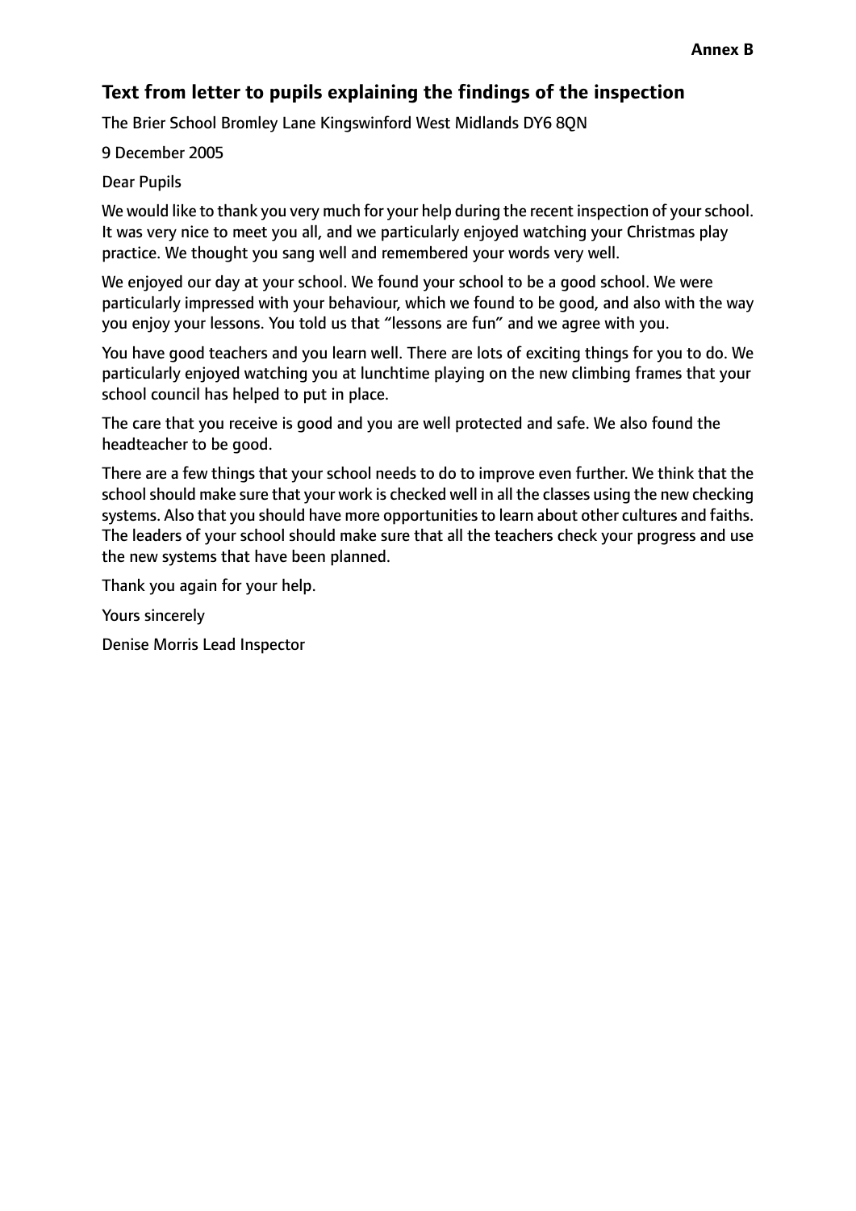**Annex B**

## Text from letter to pupils explaining the findings of the inspection

The Brier School Bromley Lane Kingswinford West Midlands DY6 8QN

9 December 2005

Dear Pupils

We would like to thank you very much for your help during the recent inspection of your school. It was very nice to meet you all, and we particularly enjoyed watching your Christmas play practice. We thought you sang well and remembered your words very well.

We enjoyed our day at your school. We found your school to be a good school. We were particularly impressed with your behaviour, which we found to be good, and also with the way you enjoy your lessons. You told us that "lessons are fun" and we agree with you.

You have good teachers and you learn well. There are lots of exciting things for you to do. We particularly enjoyed watching you at lunchtime playing on the new climbing frames that your school council has helped to put in place.

The care that you receive is good and you are well protected and safe. We also found the headteacher to be good.

There are a few things that your school needs to do to improve even further. We think that the school should make sure that your work is checked well in all the classes using the new checking systems. Also that you should have more opportunities to learn about other cultures and faiths. The leaders of your school should make sure that all the teachers check your progress and use the new systems that have been planned.

Thank you again for your help.

Yours sincerely

Denise Morris Lead Inspector